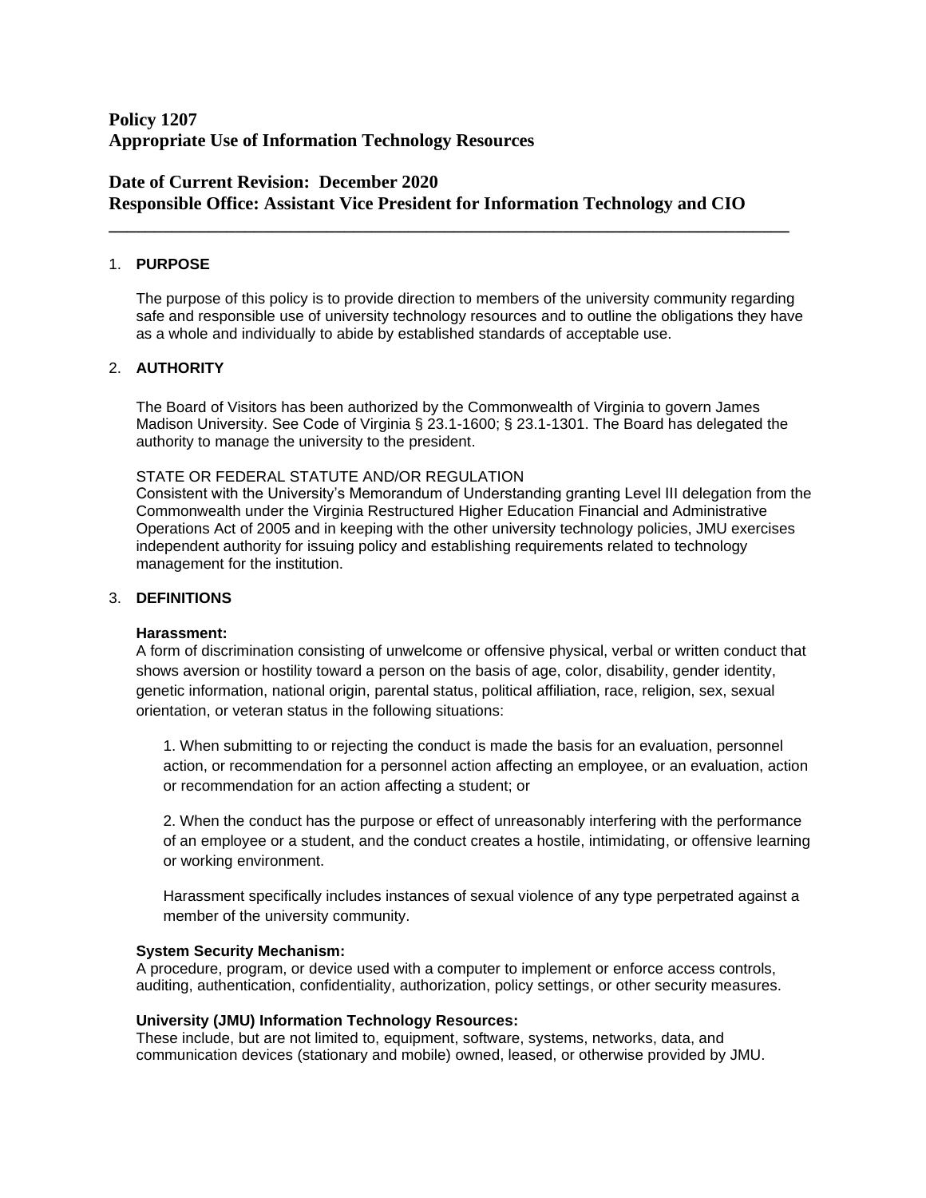# Policy 1207
# Appropriate Use of Information Technology Resources

## Date of Current Revision: December 2020
## Responsible Office: Assistant Vice President for Information Technology and CIO

---

1. **PURPOSE**

The purpose of this policy is to provide direction to members of the university community regarding safe and responsible use of university technology resources and to outline the obligations they have as a whole and individually to abide by established standards of acceptable use.

2. **AUTHORITY**

The Board of Visitors has been authorized by the Commonwealth of Virginia to govern James Madison University. See Code of Virginia § 23.1-1600; § 23.1-1301. The Board has delegated the authority to manage the university to the president.

STATE OR FEDERAL STATUTE AND/OR REGULATION
Consistent with the University's Memorandum of Understanding granting Level III delegation from the Commonwealth under the Virginia Restructured Higher Education Financial and Administrative Operations Act of 2005 and in keeping with the other university technology policies, JMU exercises independent authority for issuing policy and establishing requirements related to technology management for the institution.

3. **DEFINITIONS**

**Harassment:**
A form of discrimination consisting of unwelcome or offensive physical, verbal or written conduct that shows aversion or hostility toward a person on the basis of age, color, disability, gender identity, genetic information, national origin, parental status, political affiliation, race, religion, sex, sexual orientation, or veteran status in the following situations:

1. When submitting to or rejecting the conduct is made the basis for an evaluation, personnel action, or recommendation for a personnel action affecting an employee, or an evaluation, action or recommendation for an action affecting a student; or

2. When the conduct has the purpose or effect of unreasonably interfering with the performance of an employee or a student, and the conduct creates a hostile, intimidating, or offensive learning or working environment.

Harassment specifically includes instances of sexual violence of any type perpetrated against a member of the university community.

**System Security Mechanism:**
A procedure, program, or device used with a computer to implement or enforce access controls, auditing, authentication, confidentiality, authorization, policy settings, or other security measures.

**University (JMU) Information Technology Resources:**
These include, but are not limited to, equipment, software, systems, networks, data, and communication devices (stationary and mobile) owned, leased, or otherwise provided by JMU.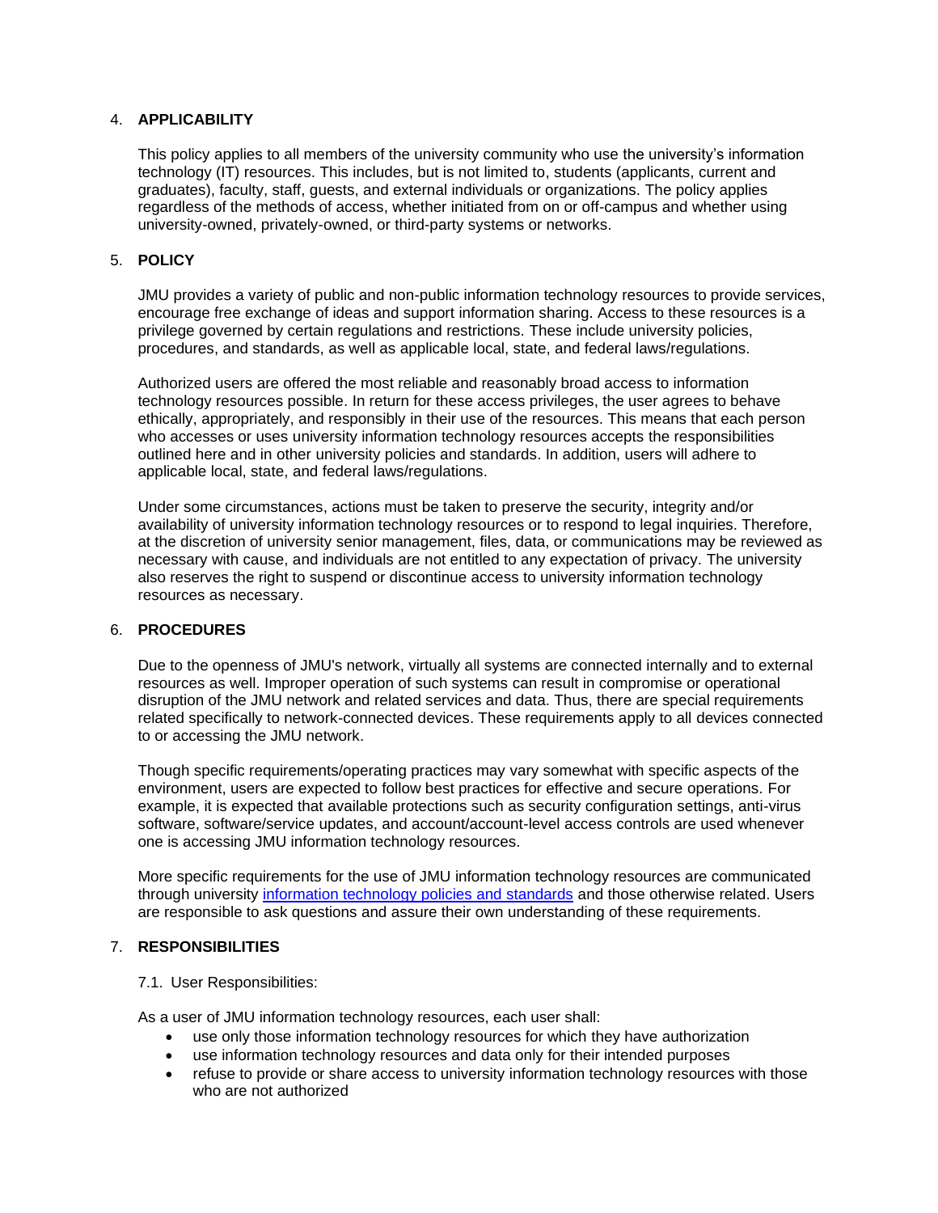## 4. APPLICABILITY

This policy applies to all members of the university community who use the university's information technology (IT) resources. This includes, but is not limited to, students (applicants, current and graduates), faculty, staff, guests, and external individuals or organizations. The policy applies regardless of the methods of access, whether initiated from on or off-campus and whether using university-owned, privately-owned, or third-party systems or networks.

## 5. POLICY

JMU provides a variety of public and non-public information technology resources to provide services, encourage free exchange of ideas and support information sharing. Access to these resources is a privilege governed by certain regulations and restrictions. These include university policies, procedures, and standards, as well as applicable local, state, and federal laws/regulations.

Authorized users are offered the most reliable and reasonably broad access to information technology resources possible. In return for these access privileges, the user agrees to behave ethically, appropriately, and responsibly in their use of the resources. This means that each person who accesses or uses university information technology resources accepts the responsibilities outlined here and in other university policies and standards. In addition, users will adhere to applicable local, state, and federal laws/regulations.

Under some circumstances, actions must be taken to preserve the security, integrity and/or availability of university information technology resources or to respond to legal inquiries. Therefore, at the discretion of university senior management, files, data, or communications may be reviewed as necessary with cause, and individuals are not entitled to any expectation of privacy. The university also reserves the right to suspend or discontinue access to university information technology resources as necessary.

## 6. PROCEDURES

Due to the openness of JMU's network, virtually all systems are connected internally and to external resources as well. Improper operation of such systems can result in compromise or operational disruption of the JMU network and related services and data. Thus, there are special requirements related specifically to network-connected devices. These requirements apply to all devices connected to or accessing the JMU network.

Though specific requirements/operating practices may vary somewhat with specific aspects of the environment, users are expected to follow best practices for effective and secure operations. For example, it is expected that available protections such as security configuration settings, anti-virus software, software/service updates, and account/account-level access controls are used whenever one is accessing JMU information technology resources.

More specific requirements for the use of JMU information technology resources are communicated through university [information technology policies and standards]() and those otherwise related. Users are responsible to ask questions and assure their own understanding of these requirements.

## 7. RESPONSIBILITIES

7.1. User Responsibilities:

As a user of JMU information technology resources, each user shall:

- use only those information technology resources for which they have authorization
- use information technology resources and data only for their intended purposes
- refuse to provide or share access to university information technology resources with those who are not authorized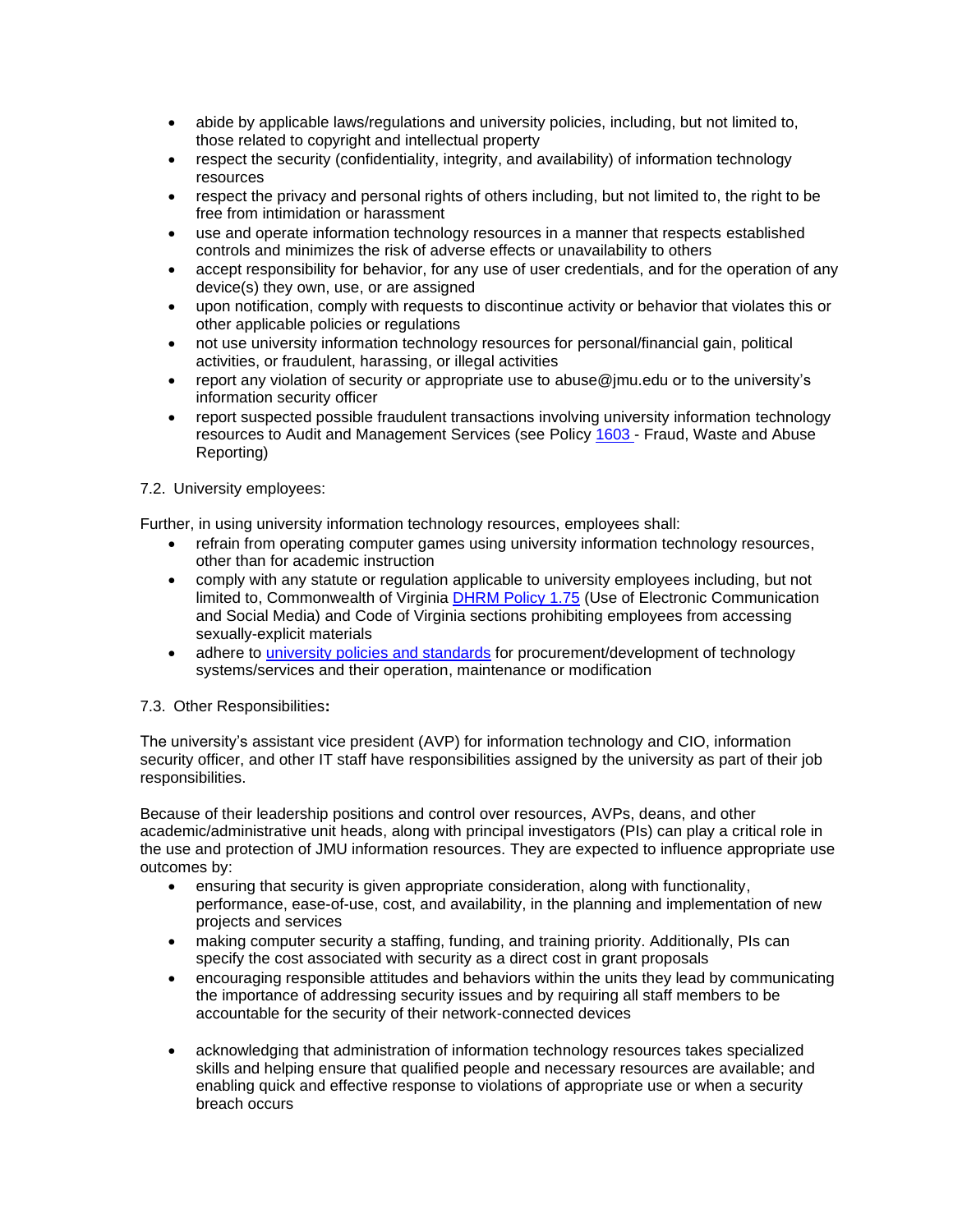- abide by applicable laws/regulations and university policies, including, but not limited to, those related to copyright and intellectual property
- respect the security (confidentiality, integrity, and availability) of information technology resources
- respect the privacy and personal rights of others including, but not limited to, the right to be free from intimidation or harassment
- use and operate information technology resources in a manner that respects established controls and minimizes the risk of adverse effects or unavailability to others
- accept responsibility for behavior, for any use of user credentials, and for the operation of any device(s) they own, use, or are assigned
- upon notification, comply with requests to discontinue activity or behavior that violates this or other applicable policies or regulations
- not use university information technology resources for personal/financial gain, political activities, or fraudulent, harassing, or illegal activities
- report any violation of security or appropriate use to abuse@jmu.edu or to the university's information security officer
- report suspected possible fraudulent transactions involving university information technology resources to Audit and Management Services (see Policy [1603](#) - Fraud, Waste and Abuse Reporting)

7.2. University employees:

Further, in using university information technology resources, employees shall:

- refrain from operating computer games using university information technology resources, other than for academic instruction
- comply with any statute or regulation applicable to university employees including, but not limited to, Commonwealth of Virginia [DHRM Policy 1.75](#) (Use of Electronic Communication and Social Media) and Code of Virginia sections prohibiting employees from accessing sexually-explicit materials
- adhere to [university policies and standards](#) for procurement/development of technology systems/services and their operation, maintenance or modification

7.3. Other Responsibilities**:**

The university's assistant vice president (AVP) for information technology and CIO, information security officer, and other IT staff have responsibilities assigned by the university as part of their job responsibilities.

Because of their leadership positions and control over resources, AVPs, deans, and other academic/administrative unit heads, along with principal investigators (PIs) can play a critical role in the use and protection of JMU information resources. They are expected to influence appropriate use outcomes by:

- ensuring that security is given appropriate consideration, along with functionality, performance, ease-of-use, cost, and availability, in the planning and implementation of new projects and services
- making computer security a staffing, funding, and training priority. Additionally, PIs can specify the cost associated with security as a direct cost in grant proposals
- encouraging responsible attitudes and behaviors within the units they lead by communicating the importance of addressing security issues and by requiring all staff members to be accountable for the security of their network-connected devices
- acknowledging that administration of information technology resources takes specialized skills and helping ensure that qualified people and necessary resources are available; and enabling quick and effective response to violations of appropriate use or when a security breach occurs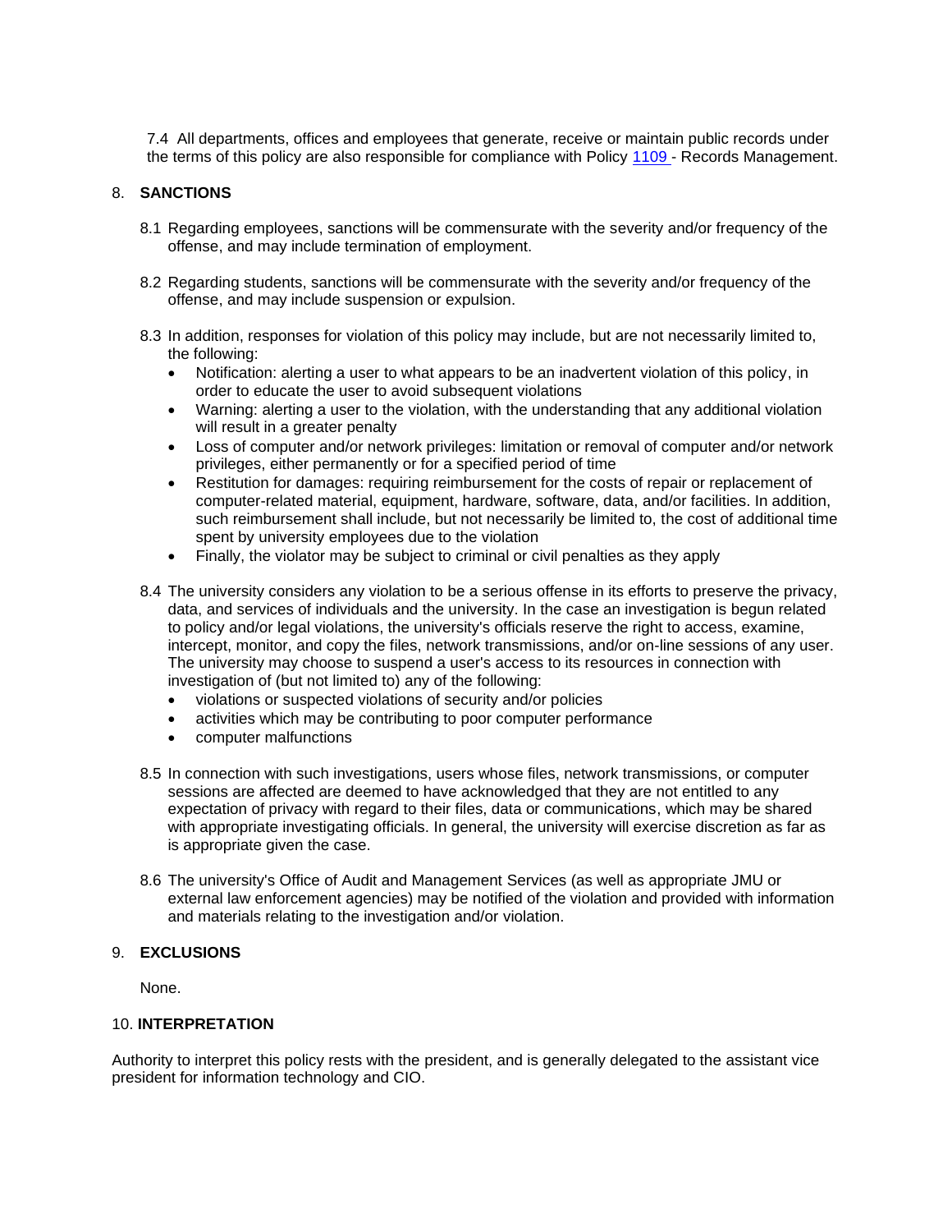7.4 All departments, offices and employees that generate, receive or maintain public records under the terms of this policy are also responsible for compliance with Policy [1109](#) - Records Management.

## 8. SANCTIONS

8.1 Regarding employees, sanctions will be commensurate with the severity and/or frequency of the offense, and may include termination of employment.

8.2 Regarding students, sanctions will be commensurate with the severity and/or frequency of the offense, and may include suspension or expulsion.

8.3 In addition, responses for violation of this policy may include, but are not necessarily limited to, the following:

- Notification: alerting a user to what appears to be an inadvertent violation of this policy, in order to educate the user to avoid subsequent violations
- Warning: alerting a user to the violation, with the understanding that any additional violation will result in a greater penalty
- Loss of computer and/or network privileges: limitation or removal of computer and/or network privileges, either permanently or for a specified period of time
- Restitution for damages: requiring reimbursement for the costs of repair or replacement of computer-related material, equipment, hardware, software, data, and/or facilities. In addition, such reimbursement shall include, but not necessarily be limited to, the cost of additional time spent by university employees due to the violation
- Finally, the violator may be subject to criminal or civil penalties as they apply

8.4 The university considers any violation to be a serious offense in its efforts to preserve the privacy, data, and services of individuals and the university. In the case an investigation is begun related to policy and/or legal violations, the university's officials reserve the right to access, examine, intercept, monitor, and copy the files, network transmissions, and/or on-line sessions of any user. The university may choose to suspend a user's access to its resources in connection with investigation of (but not limited to) any of the following:

- violations or suspected violations of security and/or policies
- activities which may be contributing to poor computer performance
- computer malfunctions

8.5 In connection with such investigations, users whose files, network transmissions, or computer sessions are affected are deemed to have acknowledged that they are not entitled to any expectation of privacy with regard to their files, data or communications, which may be shared with appropriate investigating officials. In general, the university will exercise discretion as far as is appropriate given the case.

8.6 The university's Office of Audit and Management Services (as well as appropriate JMU or external law enforcement agencies) may be notified of the violation and provided with information and materials relating to the investigation and/or violation.

## 9. EXCLUSIONS

None.

## 10. INTERPRETATION

Authority to interpret this policy rests with the president, and is generally delegated to the assistant vice president for information technology and CIO.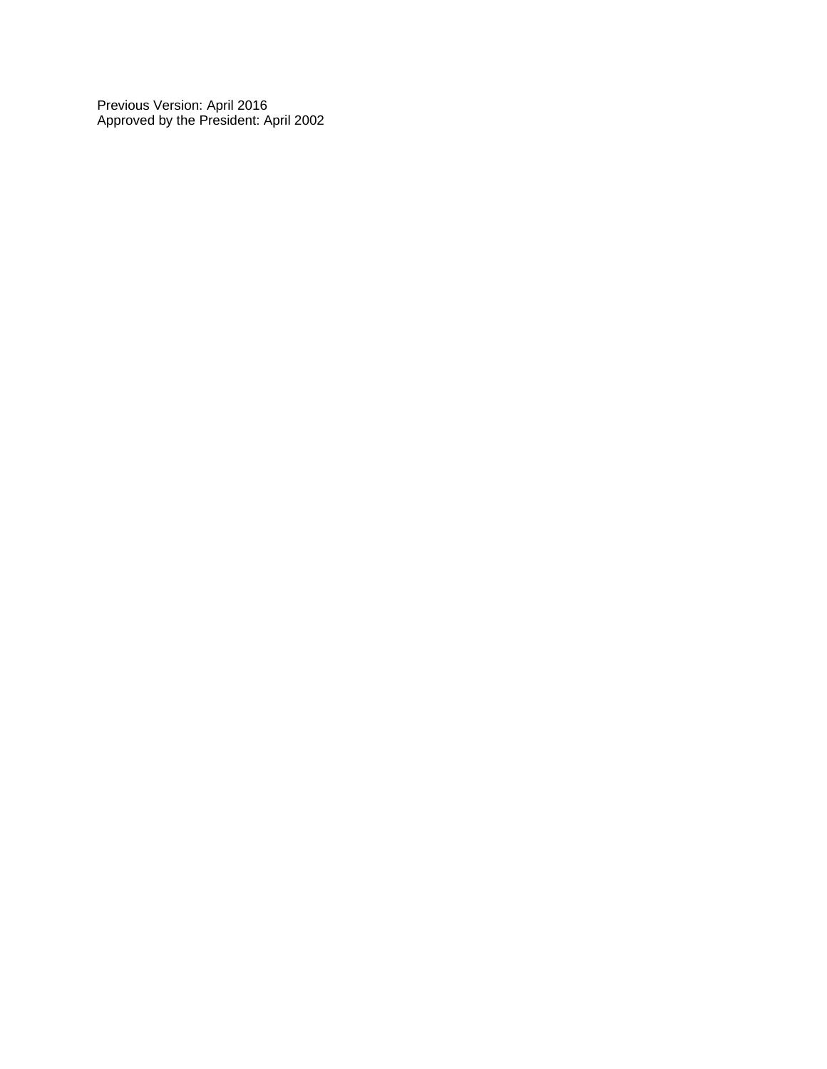Previous Version: April 2016
Approved by the President: April 2002